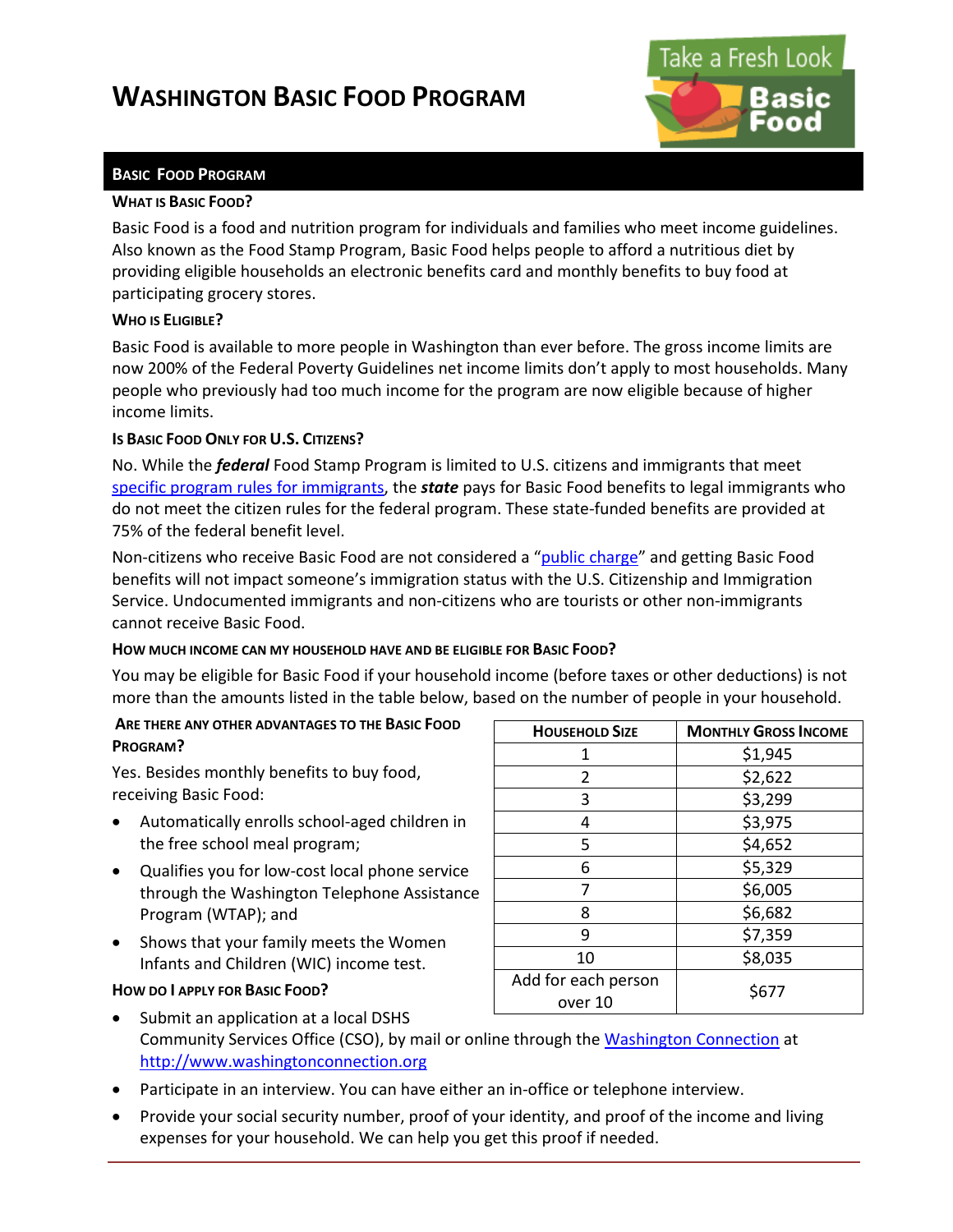# Washington Basic Food Program

## Basic Food Program

### What is Basic Food?

Basic Food is a food and nutrition program for individuals and families who meet income guidelines. Also known as the Food Stamp Program, Basic Food helps people to afford a nutritious diet by providing eligible households an electronic benefits card and monthly benefits to buy food at participating grocery stores.

### Who is Eligible?

Basic Food is available to more people in Washington than ever before. The gross income limits are now 200% of the Federal Poverty Guidelines net income limits don't apply to most households. Many people who previously had too much income for the program are now eligible because of higher income limits.

### Is Basic Food Only for U.S. Citizens?

No. While the ***federal*** Food Stamp Program is limited to U.S. citizens and immigrants that meet [specific program rules for immigrants], the ***state*** pays for Basic Food benefits to legal immigrants who do not meet the citizen rules for the federal program. These state-funded benefits are provided at 75% of the federal benefit level.

Non-citizens who receive Basic Food are not considered a "[public charge]" and getting Basic Food benefits will not impact someone's immigration status with the U.S. Citizenship and Immigration Service. Undocumented immigrants and non-citizens who are tourists or other non-immigrants cannot receive Basic Food.

### How much income can my household have and be eligible for Basic Food?

You may be eligible for Basic Food if your household income (before taxes or other deductions) is not more than the amounts listed in the table below, based on the number of people in your household.

| Household Size | Monthly Gross Income |
|---|---|
| 1 | $1,945 |
| 2 | $2,622 |
| 3 | $3,299 |
| 4 | $3,975 |
| 5 | $4,652 |
| 6 | $5,329 |
| 7 | $6,005 |
| 8 | $6,682 |
| 9 | $7,359 |
| 10 | $8,035 |
| Add for each person over 10 | $677 |

### Are there any other advantages to the Basic Food Program?

Yes. Besides monthly benefits to buy food, receiving Basic Food:

- Automatically enrolls school-aged children in the free school meal program;
- Qualifies you for low-cost local phone service through the Washington Telephone Assistance Program (WTAP); and
- Shows that your family meets the Women Infants and Children (WIC) income test.

### How do I apply for Basic Food?

- Submit an application at a local DSHS Community Services Office (CSO), by mail or online through the [Washington Connection] at http://www.washingtonconnection.org
- Participate in an interview. You can have either an in-office or telephone interview.
- Provide your social security number, proof of your identity, and proof of the income and living expenses for your household. We can help you get this proof if needed.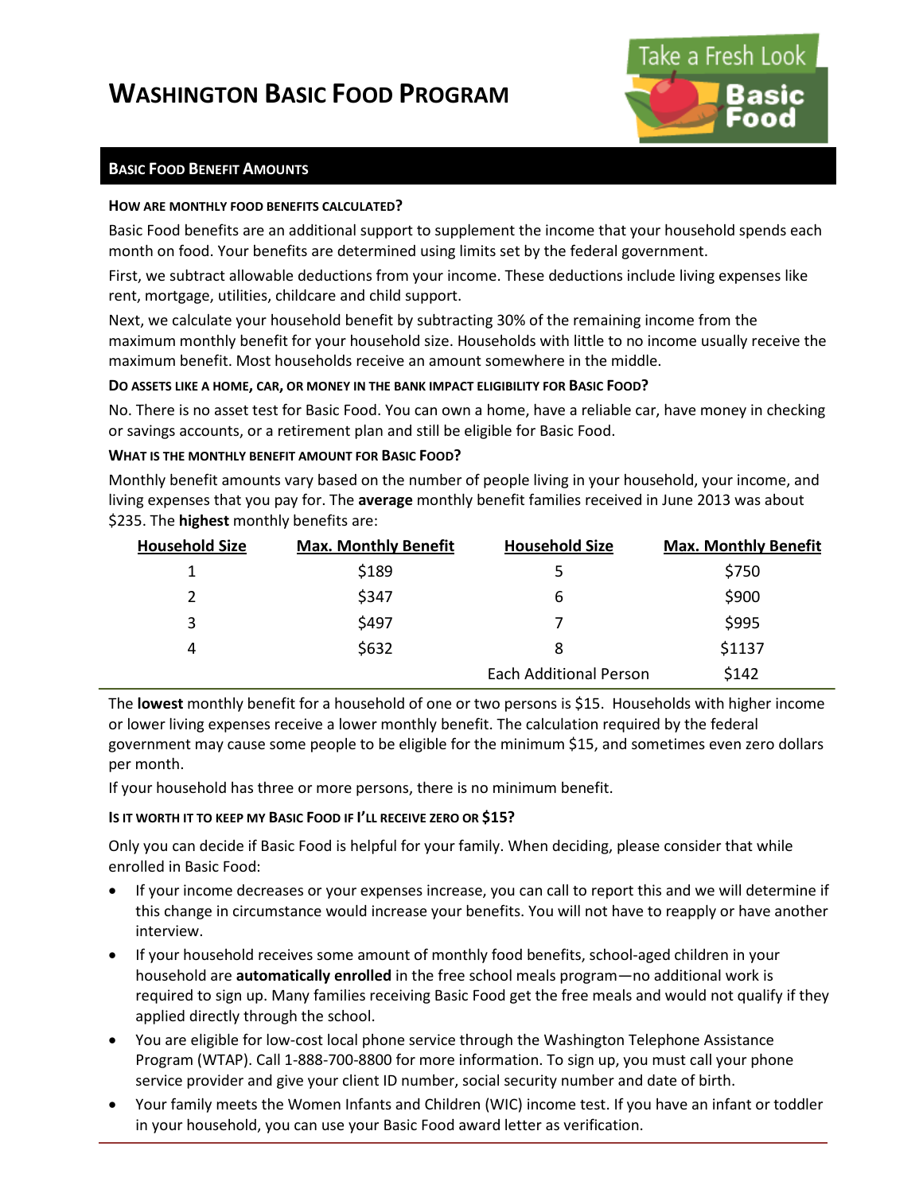# Washington Basic Food Program

## Basic Food Benefit Amounts

### How are monthly food benefits calculated?

Basic Food benefits are an additional support to supplement the income that your household spends each month on food. Your benefits are determined using limits set by the federal government.

First, we subtract allowable deductions from your income. These deductions include living expenses like rent, mortgage, utilities, childcare and child support.

Next, we calculate your household benefit by subtracting 30% of the remaining income from the maximum monthly benefit for your household size. Households with little to no income usually receive the maximum benefit. Most households receive an amount somewhere in the middle.

### Do assets like a home, car, or money in the bank impact eligibility for Basic Food?

No. There is no asset test for Basic Food. You can own a home, have a reliable car, have money in checking or savings accounts, or a retirement plan and still be eligible for Basic Food.

### What is the monthly benefit amount for Basic Food?

Monthly benefit amounts vary based on the number of people living in your household, your income, and living expenses that you pay for. The **average** monthly benefit families received in June 2013 was about $235. The **highest** monthly benefits are:

| Household Size | Max. Monthly Benefit | Household Size | Max. Monthly Benefit |
|---|---|---|---|
| 1 | $189 | 5 | $750 |
| 2 | $347 | 6 | $900 |
| 3 | $497 | 7 | $995 |
| 4 | $632 | 8 | $1137 |
| | | Each Additional Person | $142 |

The **lowest** monthly benefit for a household of one or two persons is $15. Households with higher income or lower living expenses receive a lower monthly benefit. The calculation required by the federal government may cause some people to be eligible for the minimum $15, and sometimes even zero dollars per month.

If your household has three or more persons, there is no minimum benefit.

### Is it worth it to keep my Basic Food if I'll receive zero or $15?

Only you can decide if Basic Food is helpful for your family. When deciding, please consider that while enrolled in Basic Food:

- If your income decreases or your expenses increase, you can call to report this and we will determine if this change in circumstance would increase your benefits. You will not have to reapply or have another interview.
- If your household receives some amount of monthly food benefits, school-aged children in your household are **automatically enrolled** in the free school meals program—no additional work is required to sign up. Many families receiving Basic Food get the free meals and would not qualify if they applied directly through the school.
- You are eligible for low-cost local phone service through the Washington Telephone Assistance Program (WTAP). Call 1-888-700-8800 for more information. To sign up, you must call your phone service provider and give your client ID number, social security number and date of birth.
- Your family meets the Women Infants and Children (WIC) income test. If you have an infant or toddler in your household, you can use your Basic Food award letter as verification.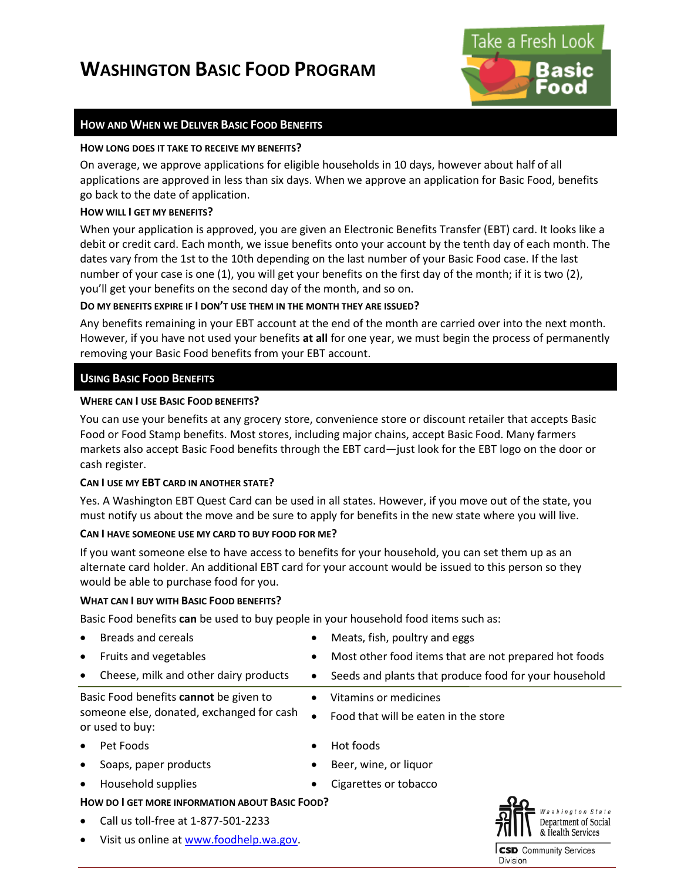# WASHINGTON BASIC FOOD PROGRAM

Take a Fresh Look
Basic Food

## HOW AND WHEN WE DELIVER BASIC FOOD BENEFITS

### HOW LONG DOES IT TAKE TO RECEIVE MY BENEFITS?

On average, we approve applications for eligible households in 10 days, however about half of all applications are approved in less than six days. When we approve an application for Basic Food, benefits go back to the date of application.

### HOW WILL I GET MY BENEFITS?

When your application is approved, you are given an Electronic Benefits Transfer (EBT) card. It looks like a debit or credit card. Each month, we issue benefits onto your account by the tenth day of each month. The dates vary from the 1st to the 10th depending on the last number of your Basic Food case. If the last number of your case is one (1), you will get your benefits on the first day of the month; if it is two (2), you'll get your benefits on the second day of the month, and so on.

### DO MY BENEFITS EXPIRE IF I DON'T USE THEM IN THE MONTH THEY ARE ISSUED?

Any benefits remaining in your EBT account at the end of the month are carried over into the next month. However, if you have not used your benefits **at all** for one year, we must begin the process of permanently removing your Basic Food benefits from your EBT account.

## USING BASIC FOOD BENEFITS

### WHERE CAN I USE BASIC FOOD BENEFITS?

You can use your benefits at any grocery store, convenience store or discount retailer that accepts Basic Food or Food Stamp benefits. Most stores, including major chains, accept Basic Food. Many farmers markets also accept Basic Food benefits through the EBT card—just look for the EBT logo on the door or cash register.

### CAN I USE MY EBT CARD IN ANOTHER STATE?

Yes. A Washington EBT Quest Card can be used in all states. However, if you move out of the state, you must notify us about the move and be sure to apply for benefits in the new state where you will live.

### CAN I HAVE SOMEONE USE MY CARD TO BUY FOOD FOR ME?

If you want someone else to have access to benefits for your household, you can set them up as an alternate card holder. An additional EBT card for your account would be issued to this person so they would be able to purchase food for you.

### WHAT CAN I BUY WITH BASIC FOOD BENEFITS?

Basic Food benefits **can** be used to buy people in your household food items such as:

- Breads and cereals
- Fruits and vegetables
- Cheese, milk and other dairy products
- Meats, fish, poultry and eggs
- Most other food items that are not prepared hot foods
- Seeds and plants that produce food for your household

Basic Food benefits **cannot** be given to someone else, donated, exchanged for cash or used to buy:

- Pet Foods
- Soaps, paper products
- Household supplies
- Vitamins or medicines
- Food that will be eaten in the store
- Hot foods
- Beer, wine, or liquor
- Cigarettes or tobacco

### HOW DO I GET MORE INFORMATION ABOUT BASIC FOOD?

- Call us toll-free at 1-877-501-2233
- Visit us online at [www.foodhelp.wa.gov](http://www.foodhelp.wa.gov).

Washington State Department of Social & Health Services

CSD Community Services Division